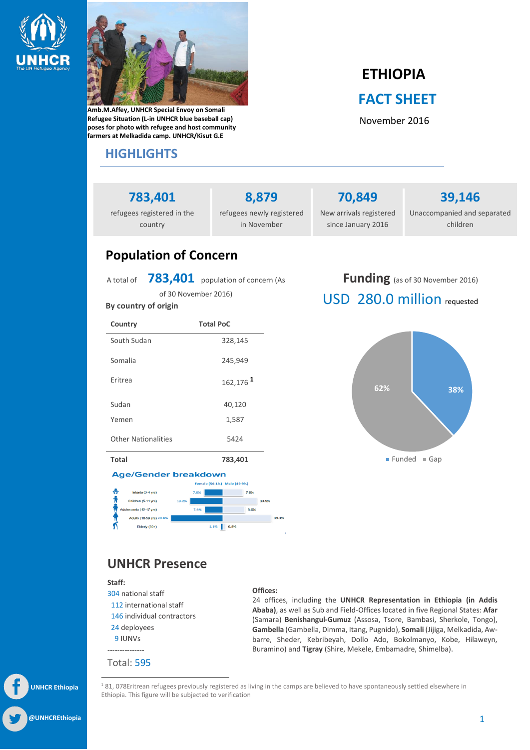Amb.M.Affey, UNHCR Special Envoy on Somali Refugee Situation (L-in UNHCR blue baseball cap) poses for photo with refugee and host community farmers at Melkadida camp. UNHCR/Kisut G.E

# ETHIOPIA

# FACT SHEET

November 2016

## HIGHLIGHTS

| **783,401** | **8,879** | **70,849** | **39,146** |
|---|---|---|---|
| refugees registered in the country | refugees newly registered in November | New arrivals registered since January 2016 | Unaccompanied and separated children |

## Population of Concern

A total of **783,401** population of concern (As of 30 November 2016)

**By country of origin**

| Country | Total PoC |
|---|---|
| South Sudan | 328,145 |
| Somalia | 245,949 |
| Eritrea | 162,176 [1] |
| Sudan | 40,120 |
| Yemen | 1,587 |
| Other Nationalities | 5424 |
| **Total** | **783,401** |

### Age/Gender breakdown

| | Female (50.1%) | Male (49.9%) |
|---|---|---|
| Infants (0-4 yrs) | 7.6% | 7.8% |
| Children (5-11 yrs) | 13.2% | 13.5% |
| Adolescents (12-17 yrs) | 7.4% | 8.6% |
| Adults (18-59 yrs) | 20.8% | 19.1% |
| Elderly (60+) | 1.1% | 0.8% |

## Funding (as of 30 November 2016)

USD 280.0 million requested

- Funded: 38%
- Gap: 62%

## UNHCR Presence

**Staff:**

304 national staff
112 international staff
146 individual contractors
24 deployees
9 IUNVs
---------------
Total: 595

**Offices:**

24 offices, including the **UNHCR Representation in Ethiopia (in Addis Ababa)**, as well as Sub and Field-Offices located in five Regional States: **Afar** (Samara) **Benishangul-Gumuz** (Assosa, Tsore, Bambasi, Sherkole, Tongo), **Gambella** (Gambella, Dimma, Itang, Pugnido), **Somali** (Jijiga, Melkadida, Aw-barre, Sheder, Kebribeyah, Dollo Ado, Bokolmanyo, Kobe, Hilaweyn, Buramino) and **Tigray** (Shire, Mekele, Embamadre, Shimelba).

[1] 81, 078Eritrean refugees previously registered as living in the camps are believed to have spontaneously settled elsewhere in Ethiopia. This figure will be subjected to verification

UNHCR Ethiopia

@UNHCREthiopia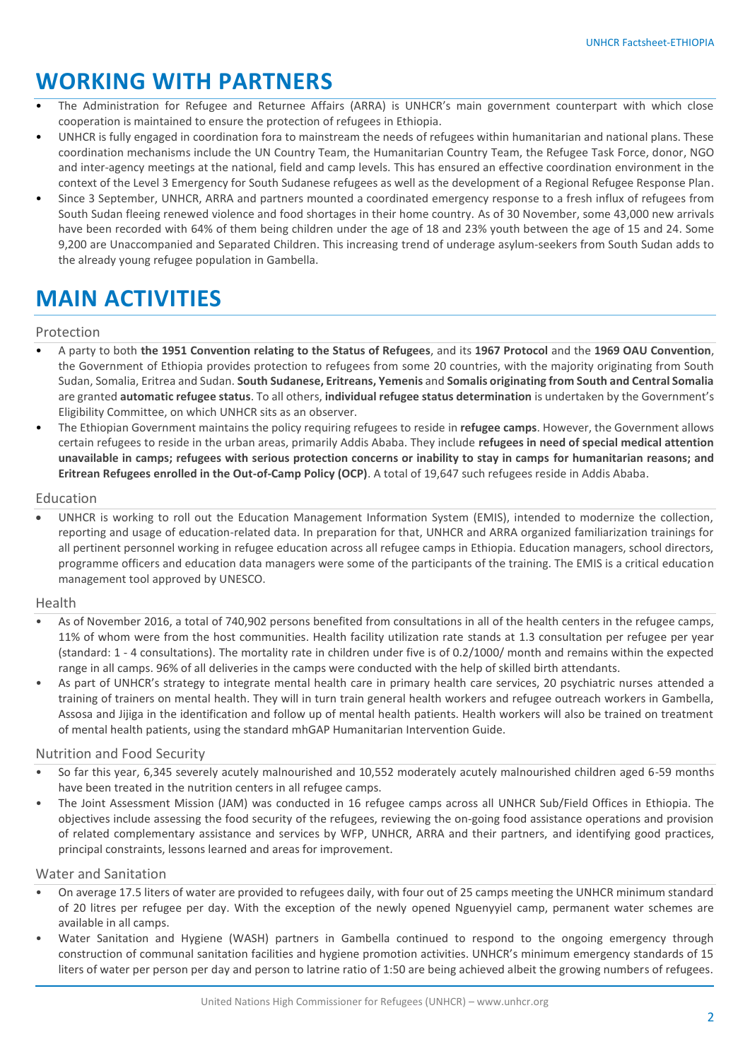# WORKING WITH PARTNERS

- The Administration for Refugee and Returnee Affairs (ARRA) is UNHCR's main government counterpart with which close cooperation is maintained to ensure the protection of refugees in Ethiopia.
- UNHCR is fully engaged in coordination fora to mainstream the needs of refugees within humanitarian and national plans. These coordination mechanisms include the UN Country Team, the Humanitarian Country Team, the Refugee Task Force, donor, NGO and inter-agency meetings at the national, field and camp levels. This has ensured an effective coordination environment in the context of the Level 3 Emergency for South Sudanese refugees as well as the development of a Regional Refugee Response Plan.
- Since 3 September, UNHCR, ARRA and partners mounted a coordinated emergency response to a fresh influx of refugees from South Sudan fleeing renewed violence and food shortages in their home country. As of 30 November, some 43,000 new arrivals have been recorded with 64% of them being children under the age of 18 and 23% youth between the age of 15 and 24. Some 9,200 are Unaccompanied and Separated Children. This increasing trend of underage asylum-seekers from South Sudan adds to the already young refugee population in Gambella.

# MAIN ACTIVITIES

## Protection

- A party to both **the 1951 Convention relating to the Status of Refugees**, and its **1967 Protocol** and the **1969 OAU Convention**, the Government of Ethiopia provides protection to refugees from some 20 countries, with the majority originating from South Sudan, Somalia, Eritrea and Sudan. **South Sudanese, Eritreans, Yemenis** and **Somalis originating from South and Central Somalia** are granted **automatic refugee status**. To all others, **individual refugee status determination** is undertaken by the Government's Eligibility Committee, on which UNHCR sits as an observer.
- The Ethiopian Government maintains the policy requiring refugees to reside in **refugee camps**. However, the Government allows certain refugees to reside in the urban areas, primarily Addis Ababa. They include **refugees in need of special medical attention unavailable in camps; refugees with serious protection concerns or inability to stay in camps for humanitarian reasons; and Eritrean Refugees enrolled in the Out-of-Camp Policy (OCP)**. A total of 19,647 such refugees reside in Addis Ababa.

## Education

- UNHCR is working to roll out the Education Management Information System (EMIS), intended to modernize the collection, reporting and usage of education-related data. In preparation for that, UNHCR and ARRA organized familiarization trainings for all pertinent personnel working in refugee education across all refugee camps in Ethiopia. Education managers, school directors, programme officers and education data managers were some of the participants of the training. The EMIS is a critical education management tool approved by UNESCO.

## Health

- As of November 2016, a total of 740,902 persons benefited from consultations in all of the health centers in the refugee camps, 11% of whom were from the host communities. Health facility utilization rate stands at 1.3 consultation per refugee per year (standard: 1 - 4 consultations). The mortality rate in children under five is of 0.2/1000/ month and remains within the expected range in all camps. 96% of all deliveries in the camps were conducted with the help of skilled birth attendants.
- As part of UNHCR's strategy to integrate mental health care in primary health care services, 20 psychiatric nurses attended a training of trainers on mental health. They will in turn train general health workers and refugee outreach workers in Gambella, Assosa and Jijiga in the identification and follow up of mental health patients. Health workers will also be trained on treatment of mental health patients, using the standard mhGAP Humanitarian Intervention Guide.

## Nutrition and Food Security

- So far this year, 6,345 severely acutely malnourished and 10,552 moderately acutely malnourished children aged 6-59 months have been treated in the nutrition centers in all refugee camps.
- The Joint Assessment Mission (JAM) was conducted in 16 refugee camps across all UNHCR Sub/Field Offices in Ethiopia. The objectives include assessing the food security of the refugees, reviewing the on-going food assistance operations and provision of related complementary assistance and services by WFP, UNHCR, ARRA and their partners, and identifying good practices, principal constraints, lessons learned and areas for improvement.

## Water and Sanitation

- On average 17.5 liters of water are provided to refugees daily, with four out of 25 camps meeting the UNHCR minimum standard of 20 litres per refugee per day. With the exception of the newly opened Nguenyyiel camp, permanent water schemes are available in all camps.
- Water Sanitation and Hygiene (WASH) partners in Gambella continued to respond to the ongoing emergency through construction of communal sanitation facilities and hygiene promotion activities. UNHCR's minimum emergency standards of 15 liters of water per person per day and person to latrine ratio of 1:50 are being achieved albeit the growing numbers of refugees.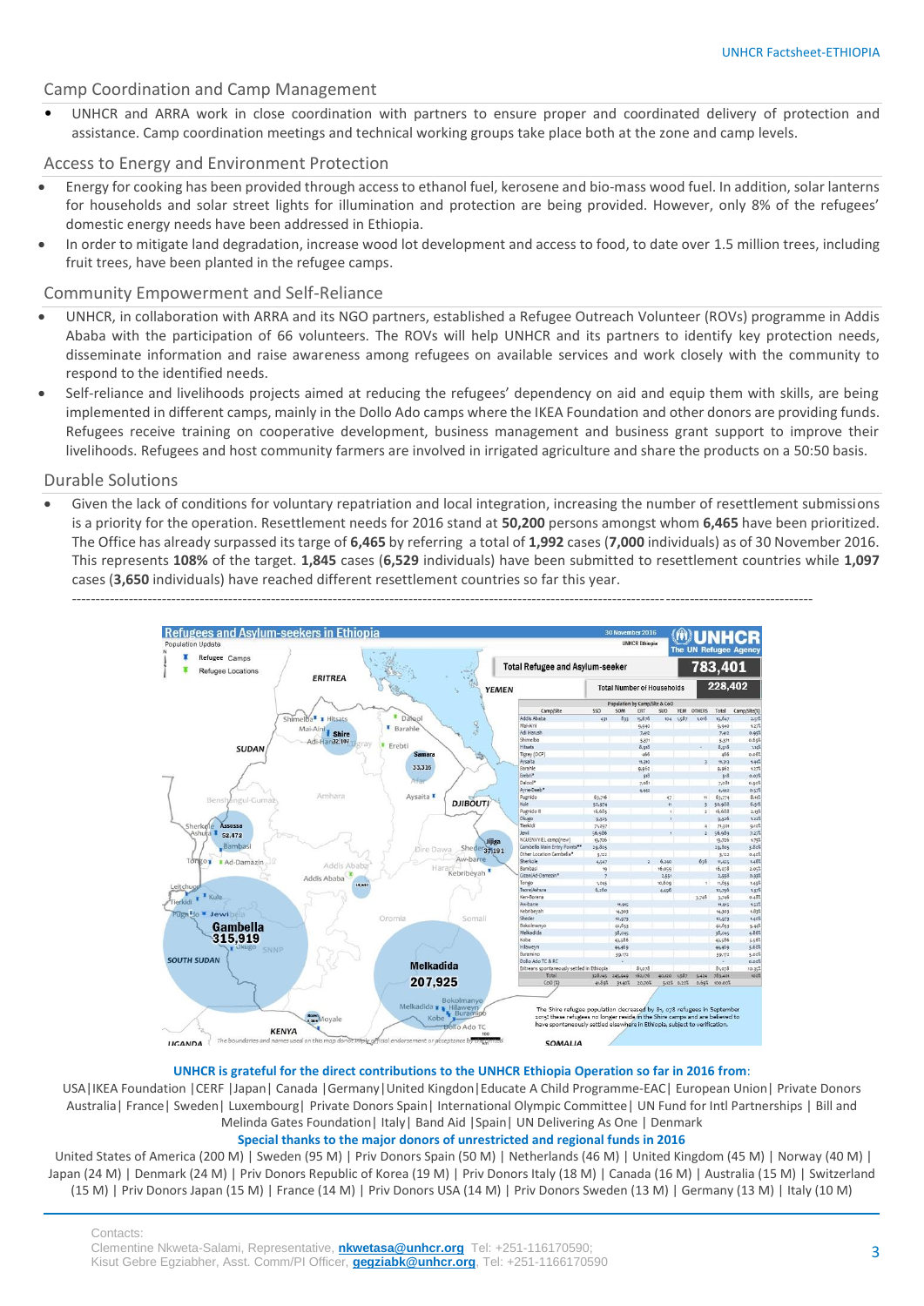## Camp Coordination and Camp Management

- UNHCR and ARRA work in close coordination with partners to ensure proper and coordinated delivery of protection and assistance. Camp coordination meetings and technical working groups take place both at the zone and camp levels.

## Access to Energy and Environment Protection

- Energy for cooking has been provided through access to ethanol fuel, kerosene and bio-mass wood fuel. In addition, solar lanterns for households and solar street lights for illumination and protection are being provided. However, only 8% of the refugees' domestic energy needs have been addressed in Ethiopia.
- In order to mitigate land degradation, increase wood lot development and access to food, to date over 1.5 million trees, including fruit trees, have been planted in the refugee camps.

## Community Empowerment and Self-Reliance

- UNHCR, in collaboration with ARRA and its NGO partners, established a Refugee Outreach Volunteer (ROVs) programme in Addis Ababa with the participation of 66 volunteers. The ROVs will help UNHCR and its partners to identify key protection needs, disseminate information and raise awareness among refugees on available services and work closely with the community to respond to the identified needs.
- Self-reliance and livelihoods projects aimed at reducing the refugees' dependency on aid and equip them with skills, are being implemented in different camps, mainly in the Dollo Ado camps where the IKEA Foundation and other donors are providing funds. Refugees receive training on cooperative development, business management and business grant support to improve their livelihoods. Refugees and host community farmers are involved in irrigated agriculture and share the products on a 50:50 basis.

## Durable Solutions

- Given the lack of conditions for voluntary repatriation and local integration, increasing the number of resettlement submissions is a priority for the operation. Resettlement needs for 2016 stand at **50,200** persons amongst whom **6,465** have been prioritized. The Office has already surpassed its target of **6,465** by referring a total of **1,992** cases (**7,000** individuals) as of 30 November 2016. This represents **108%** of the target. **1,845** cases (**6,529** individuals) have been submitted to resettlement countries while **1,097** cases (**3,650** individuals) have reached different resettlement countries so far this year.

---

Refugees and Asylum-seekers in Ethiopia

Population Update

30 November 2016

UNHCR Ethiopia

UNHCR The UN Refugee Agency

Refugee Camps

Refugee Locations

Total Refugee and Asylum-seeker 783,401

Total Number of Households 228,402

ERITREA

YEMEN

SUDAN

DJIBOUTI

SOUTH SUDAN

KENYA

SOMALIA

UGANDA

Shire 32,197

Samara 33,316

Assosa 52,472

Jijiga 37,191

Gambella 315,919

Melkadida 207,925

Shimelba, Hitsats, Mai-Aini, Adi-Harush, Barahle, Dalool, Erebti, Aysaita, Sherkole, Ashura, Bambasi, Tongo, Ad-Damazin, Addis Ababa, Sheder, Aw-barre, Kebribeyah, Leitchuor, Tierkidi, Kule, Pugnido, Jewi, Okugo, Melkadida, Kobe, Hilaweyn, Buramino, Bokolmanyo, Dollo Ado TC, Moyale

The Shire refugee population decreased by 84,078 refugees in September 2015 (these refugees no longer reside in the Shire camps and are believed to have spontaneously settled elsewhere in Ethiopia, subject to verification.

The boundaries and names used on this map do not imply official endorsement or acceptance by the United Nations

**UNHCR is grateful for the direct contributions to the UNHCR Ethiopia Operation so far in 2016 from:**

USA | IKEA Foundation | CERF | Japan | Canada | Germany | United Kingdom | Educate A Child Programme-EAC | European Union | Private Donors Australia | France | Sweden | Luxembourg | Private Donors Spain | Private Donors Republic of Korea | International Olympic Committee | UN Fund for Intl Partnerships | Bill and Melinda Gates Foundation | Italy | Band Aid | Spain | UN Delivering As One | Denmark

**Special thanks to the major donors of unrestricted and regional funds in 2016**

United States of America (200 M) | Sweden (95 M) | Priv Donors Spain (50 M) | Netherlands (46 M) | United Kingdom (45 M) | Norway (40 M) | Japan (24 M) | Denmark (24 M) | Priv Donors Republic of Korea (19 M) | Priv Donors Italy (18 M) | Canada (16 M) | Australia (15 M) | Switzerland (15 M) | Priv Donors Japan (15 M) | France (14 M) | Priv Donors USA (14 M) | Priv Donors Sweden (13 M) | Germany (13 M) | Italy (10 M)

Contacts:
Clementine Nkweta-Salami, Representative, **nkwetasa@unhcr.org** Tel: +251-116170590;
Kisut Gebre Egziabher, Asst. Comm/PI Officer, **gegziabk@unhcr.org**, Tel: +251-1166170590